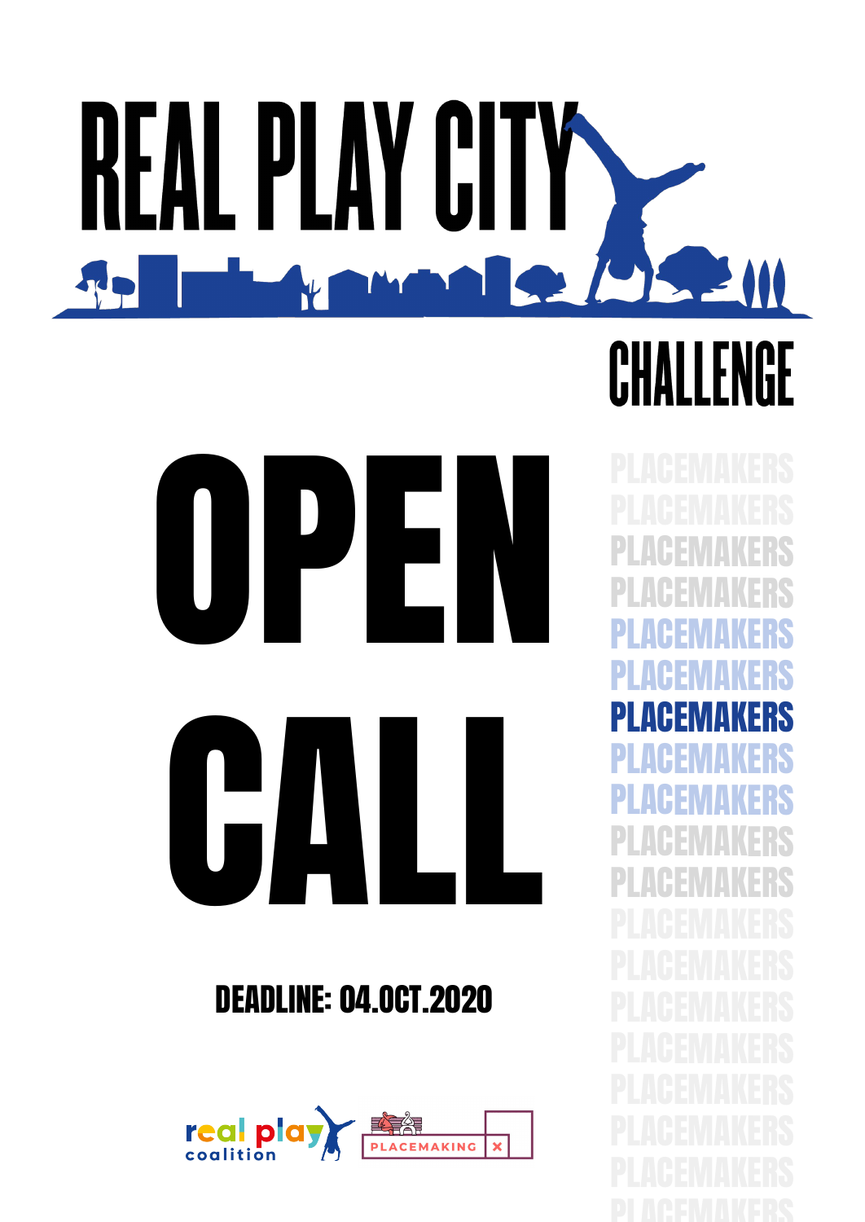# REAL PLAY CITY

## CHALLENGE

# OPEN CALL

PLACEMAKERS
PLACEMAKERS
PLACEMAKERS
PLACEMAKERS
PLACEMAKERS
PLACEMAKERS
**PLACEMAKERS**
PLACEMAKERS
PLACEMAKERS
PLACEMAKERS
PLACEMAKERS
PLACEMAKERS
PLACEMAKERS
PLACEMAKERS
PLACEMAKERS
PLACEMAKERS
PLACEMAKERS
PLACEMAKERS
PLACEMAKERS

**DEADLINE: 04.OCT.2020**

real play coalition

PLACEMAKING X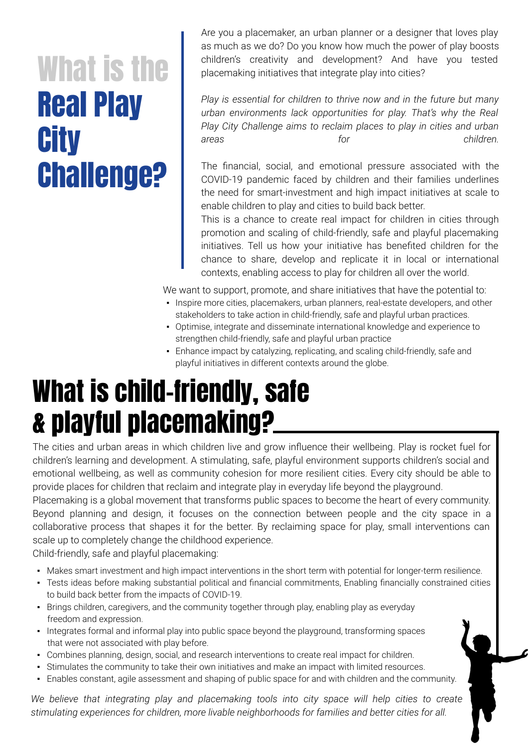# What is the Real Play City Challenge?

Are you a placemaker, an urban planner or a designer that loves play as much as we do? Do you know how much the power of play boosts children's creativity and development? And have you tested placemaking initiatives that integrate play into cities?

*Play is essential for children to thrive now and in the future but many urban environments lack opportunities for play. That's why the Real Play City Challenge aims to reclaim places to play in cities and urban areas for children.*

The financial, social, and emotional pressure associated with the COVID-19 pandemic faced by children and their families underlines the need for smart-investment and high impact initiatives at scale to enable children to play and cities to build back better.

This is a chance to create real impact for children in cities through promotion and scaling of child-friendly, safe and playful placemaking initiatives. Tell us how your initiative has benefited children for the chance to share, develop and replicate it in local or international contexts, enabling access to play for children all over the world.

We want to support, promote, and share initiatives that have the potential to:

- Inspire more cities, placemakers, urban planners, real-estate developers, and other stakeholders to take action in child-friendly, safe and playful urban practices.
- Optimise, integrate and disseminate international knowledge and experience to strengthen child-friendly, safe and playful urban practice
- Enhance impact by catalyzing, replicating, and scaling child-friendly, safe and playful initiatives in different contexts around the globe.

# What is child-friendly, safe & playful placemaking?

The cities and urban areas in which children live and grow influence their wellbeing. Play is rocket fuel for children's learning and development. A stimulating, safe, playful environment supports children's social and emotional wellbeing, as well as community cohesion for more resilient cities. Every city should be able to provide places for children that reclaim and integrate play in everyday life beyond the playground.

Placemaking is a global movement that transforms public spaces to become the heart of every community. Beyond planning and design, it focuses on the connection between people and the city space in a collaborative process that shapes it for the better. By reclaiming space for play, small interventions can scale up to completely change the childhood experience.

Child-friendly, safe and playful placemaking:

- Makes smart investment and high impact interventions in the short term with potential for longer-term resilience.
- Tests ideas before making substantial political and financial commitments, Enabling financially constrained cities to build back better from the impacts of COVID-19.
- Brings children, caregivers, and the community together through play, enabling play as everyday freedom and expression.
- Integrates formal and informal play into public space beyond the playground, transforming spaces that were not associated with play before.
- Combines planning, design, social, and research interventions to create real impact for children.
- Stimulates the community to take their own initiatives and make an impact with limited resources.
- Enables constant, agile assessment and shaping of public space for and with children and the community.

*We believe that integrating play and placemaking tools into city space will help cities to create stimulating experiences for children, more livable neighborhoods for families and better cities for all.*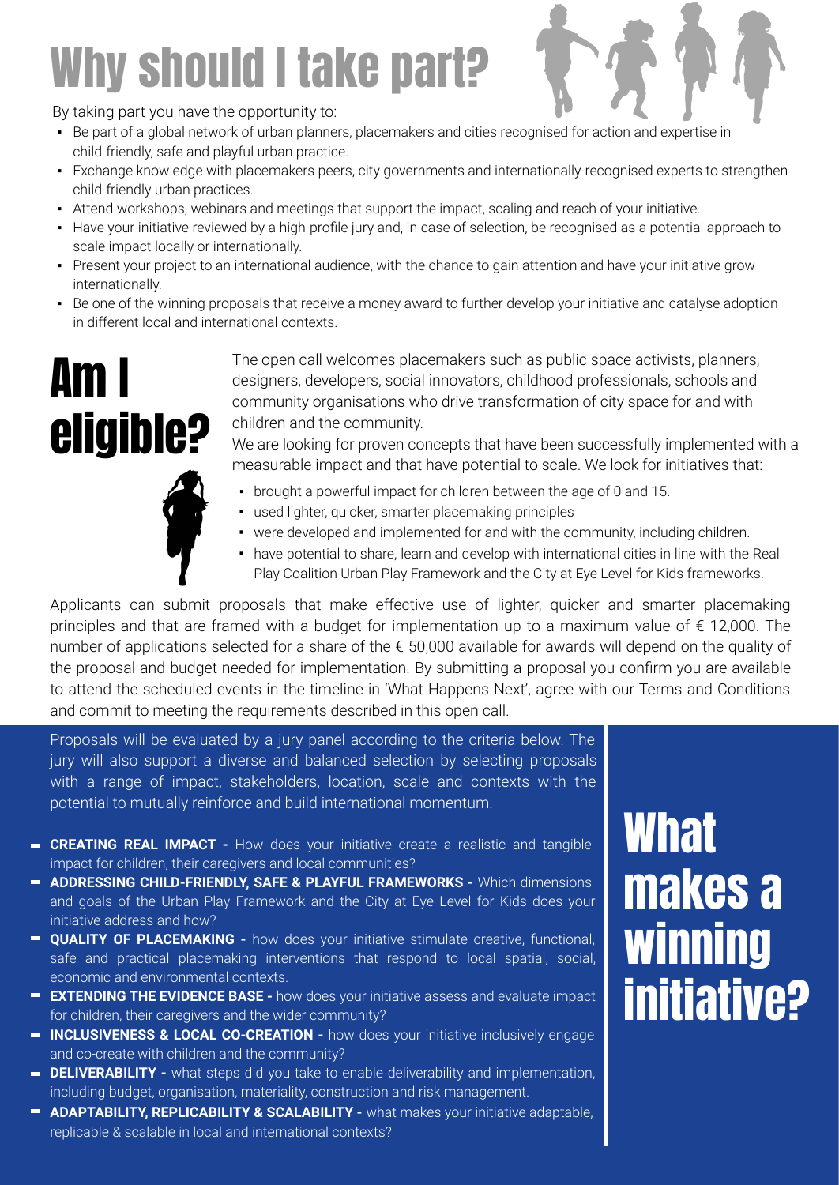# Why should I take part?

By taking part you have the opportunity to:

- Be part of a global network of urban planners, placemakers and cities recognised for action and expertise in child-friendly, safe and playful urban practice.
- Exchange knowledge with placemakers peers, city governments and internationally-recognised experts to strengthen child-friendly urban practices.
- Attend workshops, webinars and meetings that support the impact, scaling and reach of your initiative.
- Have your initiative reviewed by a high-profile jury and, in case of selection, be recognised as a potential approach to scale impact locally or internationally.
- Present your project to an international audience, with the chance to gain attention and have your initiative grow internationally.
- Be one of the winning proposals that receive a money award to further develop your initiative and catalyse adoption in different local and international contexts.

# Am I eligible?

The open call welcomes placemakers such as public space activists, planners, designers, developers, social innovators, childhood professionals, schools and community organisations who drive transformation of city space for and with children and the community.

We are looking for proven concepts that have been successfully implemented with a measurable impact and that have potential to scale. We look for initiatives that:

- brought a powerful impact for children between the age of 0 and 15.
- used lighter, quicker, smarter placemaking principles
- were developed and implemented for and with the community, including children.
- have potential to share, learn and develop with international cities in line with the Real Play Coalition Urban Play Framework and the City at Eye Level for Kids frameworks.

Applicants can submit proposals that make effective use of lighter, quicker and smarter placemaking principles and that are framed with a budget for implementation up to a maximum value of € 12,000. The number of applications selected for a share of the € 50,000 available for awards will depend on the quality of the proposal and budget needed for implementation. By submitting a proposal you confirm you are available to attend the scheduled events in the timeline in 'What Happens Next', agree with our Terms and Conditions and commit to meeting the requirements described in this open call.

# What makes a winning initiative?

Proposals will be evaluated by a jury panel according to the criteria below. The jury will also support a diverse and balanced selection by selecting proposals with a range of impact, stakeholders, location, scale and contexts with the potential to mutually reinforce and build international momentum.

- **CREATING REAL IMPACT -** How does your initiative create a realistic and tangible impact for children, their caregivers and local communities?
- **ADDRESSING CHILD-FRIENDLY, SAFE & PLAYFUL FRAMEWORKS -** Which dimensions and goals of the Urban Play Framework and the City at Eye Level for Kids does your initiative address and how?
- **QUALITY OF PLACEMAKING -** how does your initiative stimulate creative, functional, safe and practical placemaking interventions that respond to local spatial, social, economic and environmental contexts.
- **EXTENDING THE EVIDENCE BASE -** how does your initiative assess and evaluate impact for children, their caregivers and the wider community?
- **INCLUSIVENESS & LOCAL CO-CREATION -** how does your initiative inclusively engage and co-create with children and the community?
- **DELIVERABILITY -** what steps did you take to enable deliverability and implementation, including budget, organisation, materiality, construction and risk management.
- **ADAPTABILITY, REPLICABILITY & SCALABILITY -** what makes your initiative adaptable, replicable & scalable in local and international contexts?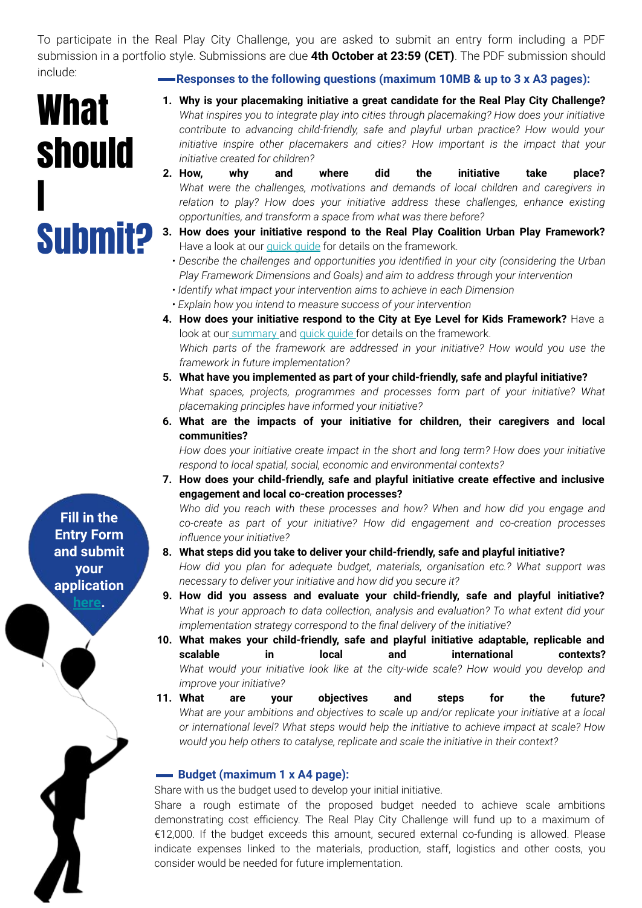To participate in the Real Play City Challenge, you are asked to submit an entry form including a PDF submission in a portfolio style. Submissions are due **4th October at 23:59 (CET)**. The PDF submission should include:

# What should I Submit?

## Responses to the following questions (maximum 10MB & up to 3 x A3 pages):

1. **Why is your placemaking initiative a great candidate for the Real Play City Challenge?**
   *What inspires you to integrate play into cities through placemaking? How does your initiative contribute to advancing child-friendly, safe and playful urban practice? How would your initiative inspire other placemakers and cities? How important is the impact that your initiative created for children?*
2. **How, why and where did the initiative take place?**
   *What were the challenges, motivations and demands of local children and caregivers in relation to play? How does your initiative address these challenges, enhance existing opportunities, and transform a space from what was there before?*
3. **How does your initiative respond to the Real Play Coalition Urban Play Framework?**
   Have a look at our quick guide for details on the framework.
   - *Describe the challenges and opportunities you identified in your city (considering the Urban Play Framework Dimensions and Goals) and aim to address through your intervention*
   - *Identify what impact your intervention aims to achieve in each Dimension*
   - *Explain how you intend to measure success of your intervention*
4. **How does your initiative respond to the City at Eye Level for Kids Framework?** Have a look at our summary and quick guide for details on the framework.
   *Which parts of the framework are addressed in your initiative? How would you use the framework in future implementation?*
5. **What have you implemented as part of your child-friendly, safe and playful initiative?**
   *What spaces, projects, programmes and processes form part of your initiative? What placemaking principles have informed your initiative?*
6. **What are the impacts of your initiative for children, their caregivers and local communities?**
   *How does your initiative create impact in the short and long term? How does your initiative respond to local spatial, social, economic and environmental contexts?*
7. **How does your child-friendly, safe and playful initiative create effective and inclusive engagement and local co-creation processes?**
   *Who did you reach with these processes and how? When and how did you engage and co-create as part of your initiative? How did engagement and co-creation processes influence your initiative?*
8. **What steps did you take to deliver your child-friendly, safe and playful initiative?**
   *How did you plan for adequate budget, materials, organisation etc.? What support was necessary to deliver your initiative and how did you secure it?*
9. **How did you assess and evaluate your child-friendly, safe and playful initiative?**
   *What is your approach to data collection, analysis and evaluation? To what extent did your implementation strategy correspond to the final delivery of the initiative?*
10. **What makes your child-friendly, safe and playful initiative adaptable, replicable and scalable in local and international contexts?**
    *What would your initiative look like at the city-wide scale? How would you develop and improve your initiative?*
11. **What are your objectives and steps for the future?**
    *What are your ambitions and objectives to scale up and/or replicate your initiative at a local or international level? What steps would help the initiative to achieve impact at scale? How would you help others to catalyse, replicate and scale the initiative in their context?*

## Budget (maximum 1 x A4 page):

Share with us the budget used to develop your initial initiative.

Share a rough estimate of the proposed budget needed to achieve scale ambitions demonstrating cost efficiency. The Real Play City Challenge will fund up to a maximum of €12,000. If the budget exceeds this amount, secured external co-funding is allowed. Please indicate expenses linked to the materials, production, staff, logistics and other costs, you consider would be needed for future implementation.

**Fill in the Entry Form and submit your application here.**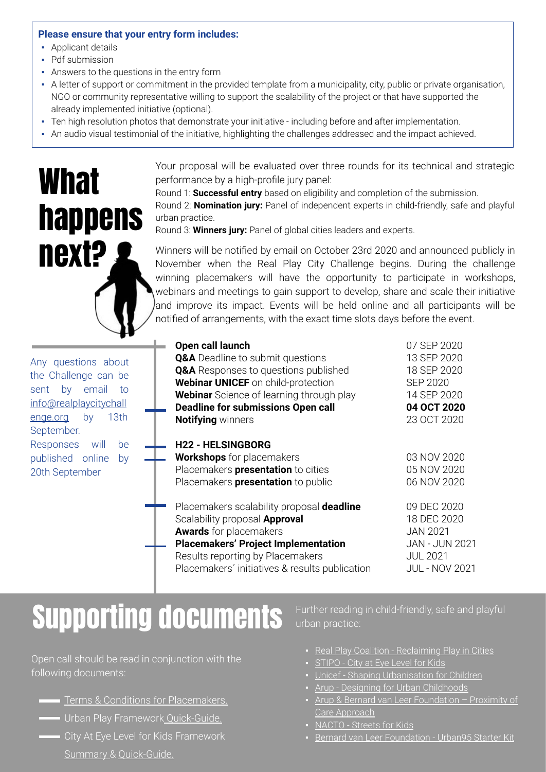**Please ensure that your entry form includes:**

- Applicant details
- Pdf submission
- Answers to the questions in the entry form
- A letter of support or commitment in the provided template from a municipality, city, public or private organisation, NGO or community representative willing to support the scalability of the project or that have supported the already implemented initiative (optional).
- Ten high resolution photos that demonstrate your initiative - including before and after implementation.
- An audio visual testimonial of the initiative, highlighting the challenges addressed and the impact achieved.

# What happens next?

Your proposal will be evaluated over three rounds for its technical and strategic performance by a high-profile jury panel:

Round 1: **Successful entry** based on eligibility and completion of the submission.
Round 2: **Nomination jury:** Panel of independent experts in child-friendly, safe and playful urban practice.
Round 3: **Winners jury:** Panel of global cities leaders and experts.

Winners will be notified by email on October 23rd 2020 and announced publicly in November when the Real Play City Challenge begins. During the challenge winning placemakers will have the opportunity to participate in workshops, webinars and meetings to gain support to develop, share and scale their initiative and improve its impact. Events will be held online and all participants will be notified of arrangements, with the exact time slots days before the event.

Any questions about the Challenge can be sent by email to info@realplaycitychallenge.org by 13th September. Responses will be published online by 20th September

| | |
|---|---|
| **Open call launch** | 07 SEP 2020 |
| **Q&A** Deadline to submit questions | 13 SEP 2020 |
| **Q&A** Responses to questions published | 18 SEP 2020 |
| **Webinar UNICEF** on child-protection | SEP 2020 |
| **Webinar** Science of learning through play | 14 SEP 2020 |
| **Deadline for submissions Open call** | **04 OCT 2020** |
| **Notifying** winners | 23 OCT 2020 |
| **H22 - HELSINGBORG** | |
| **Workshops** for placemakers | 03 NOV 2020 |
| Placemakers **presentation** to cities | 05 NOV 2020 |
| Placemakers **presentation** to public | 06 NOV 2020 |
| Placemakers scalability proposal **deadline** | 09 DEC 2020 |
| Scalability proposal **Approval** | 18 DEC 2020 |
| **Awards** for placemakers | JAN 2021 |
| **Placemakers' Project Implementation** | JAN - JUN 2021 |
| Results reporting by Placemakers | JUL 2021 |
| Placemakers´ initiatives & results publication | JUL - NOV 2021 |

# Supporting documents

Open call should be read in conjunction with the following documents:

- Terms & Conditions for Placemakers.
- Urban Play Framework Quick-Guide.
- City At Eye Level for Kids Framework Summary & Quick-Guide.

Further reading in child-friendly, safe and playful urban practice:

- Real Play Coalition - Reclaiming Play in Cities
- STIPO - City at Eye Level for Kids
- Unicef - Shaping Urbanisation for Children
- Arup - Designing for Urban Childhoods
- Arup & Bernard van Leer Foundation – Proximity of Care Approach
- NACTO - Streets for Kids
- Bernard van Leer Foundation - Urban95 Starter Kit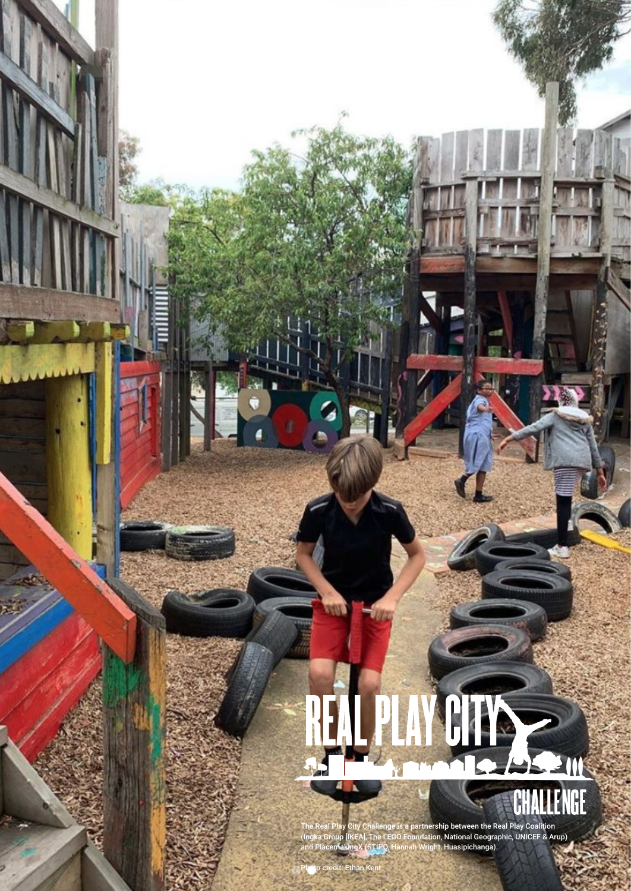REAL PLAY CITY CHALLENGE

The Real Play City Challenge is a partnership between the Real Play Coalition (Ingka Group [IKEA], The LEGO Foundation, National Geographic, UNICEF & Arup) and PlacemakingX (STIPO, Hannah Wright, Huasipichanga).

Photo credit: Ethan Kent